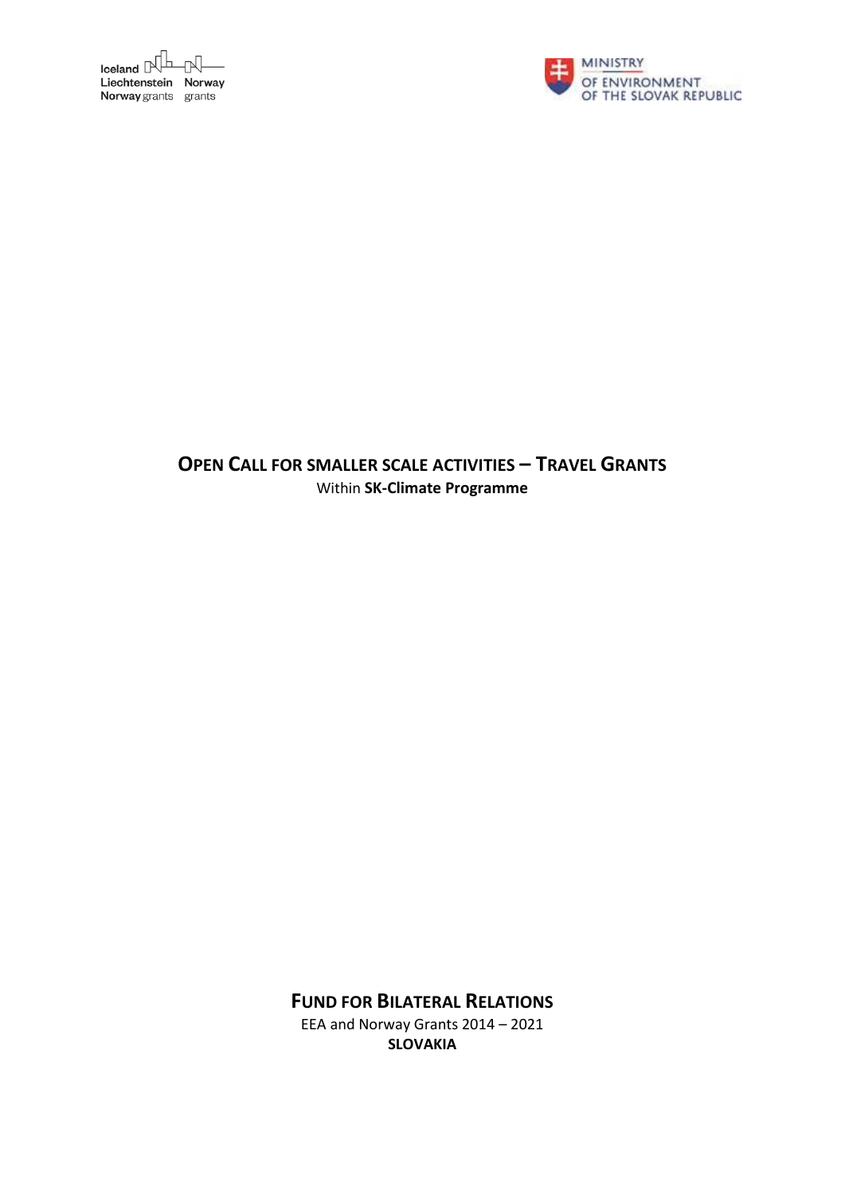Iceland
Liechtenstein Norway
Norway grants grants

MINISTRY
OF ENVIRONMENT
OF THE SLOVAK REPUBLIC

# OPEN CALL FOR SMALLER SCALE ACTIVITIES – TRAVEL GRANTS

Within **SK-Climate Programme**

## FUND FOR BILATERAL RELATIONS

EEA and Norway Grants 2014 – 2021

**SLOVAKIA**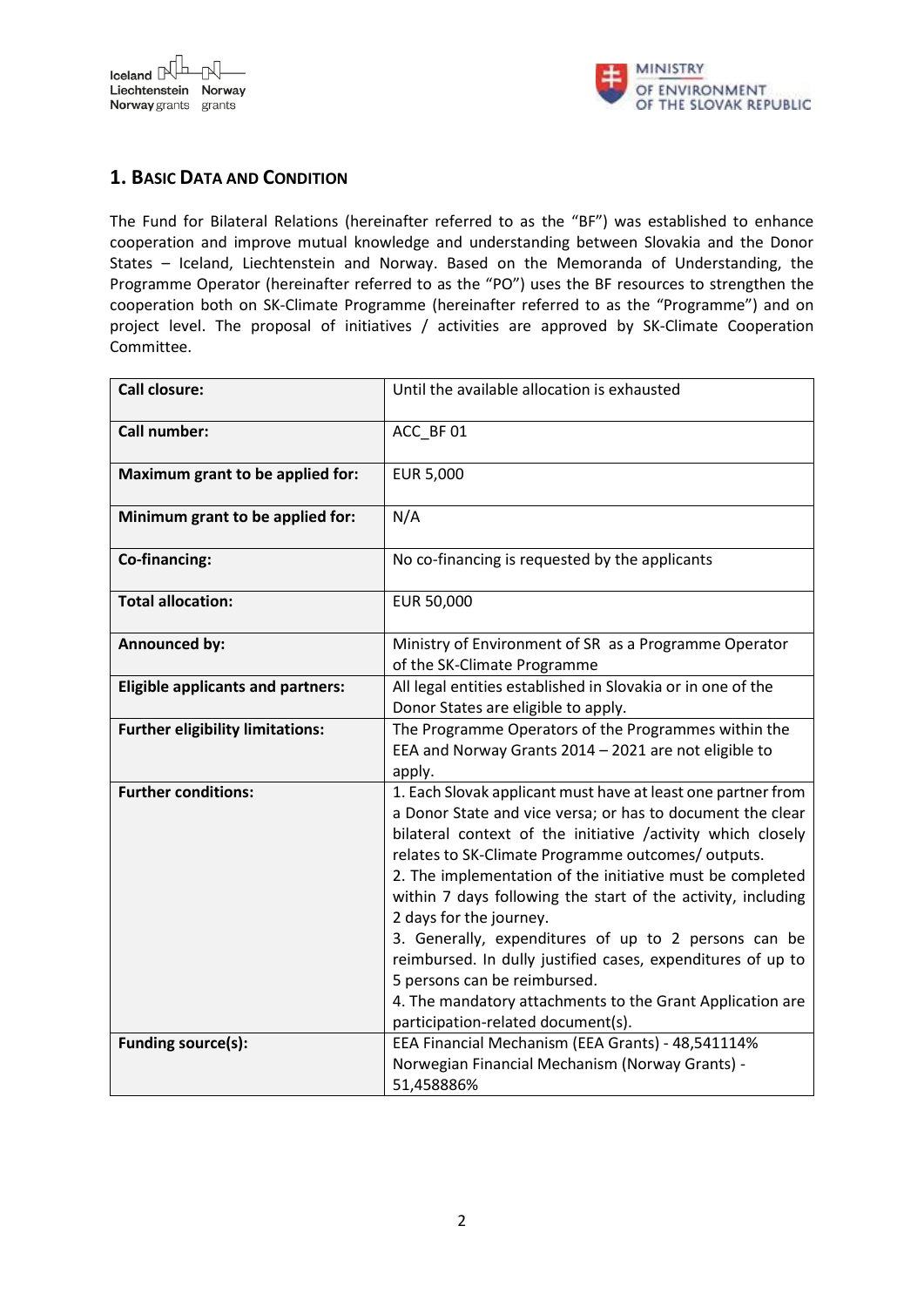## 1. Basic Data and Condition

The Fund for Bilateral Relations (hereinafter referred to as the "BF") was established to enhance cooperation and improve mutual knowledge and understanding between Slovakia and the Donor States – Iceland, Liechtenstein and Norway. Based on the Memoranda of Understanding, the Programme Operator (hereinafter referred to as the "PO") uses the BF resources to strengthen the cooperation both on SK-Climate Programme (hereinafter referred to as the "Programme") and on project level. The proposal of initiatives / activities are approved by SK-Climate Cooperation Committee.

| | |
|---|---|
| **Call closure:** | Until the available allocation is exhausted |
| **Call number:** | ACC_BF 01 |
| **Maximum grant to be applied for:** | EUR 5,000 |
| **Minimum grant to be applied for:** | N/A |
| **Co-financing:** | No co-financing is requested by the applicants |
| **Total allocation:** | EUR 50,000 |
| **Announced by:** | Ministry of Environment of SR as a Programme Operator of the SK-Climate Programme |
| **Eligible applicants and partners:** | All legal entities established in Slovakia or in one of the Donor States are eligible to apply. |
| **Further eligibility limitations:** | The Programme Operators of the Programmes within the EEA and Norway Grants 2014 – 2021 are not eligible to apply. |
| **Further conditions:** | 1. Each Slovak applicant must have at least one partner from a Donor State and vice versa; or has to document the clear bilateral context of the initiative /activity which closely relates to SK-Climate Programme outcomes/ outputs.<br>2. The implementation of the initiative must be completed within 7 days following the start of the activity, including 2 days for the journey.<br>3. Generally, expenditures of up to 2 persons can be reimbursed. In dully justified cases, expenditures of up to 5 persons can be reimbursed.<br>4. The mandatory attachments to the Grant Application are participation-related document(s). |
| **Funding source(s):** | EEA Financial Mechanism (EEA Grants) - 48,541114%<br>Norwegian Financial Mechanism (Norway Grants) - 51,458886% |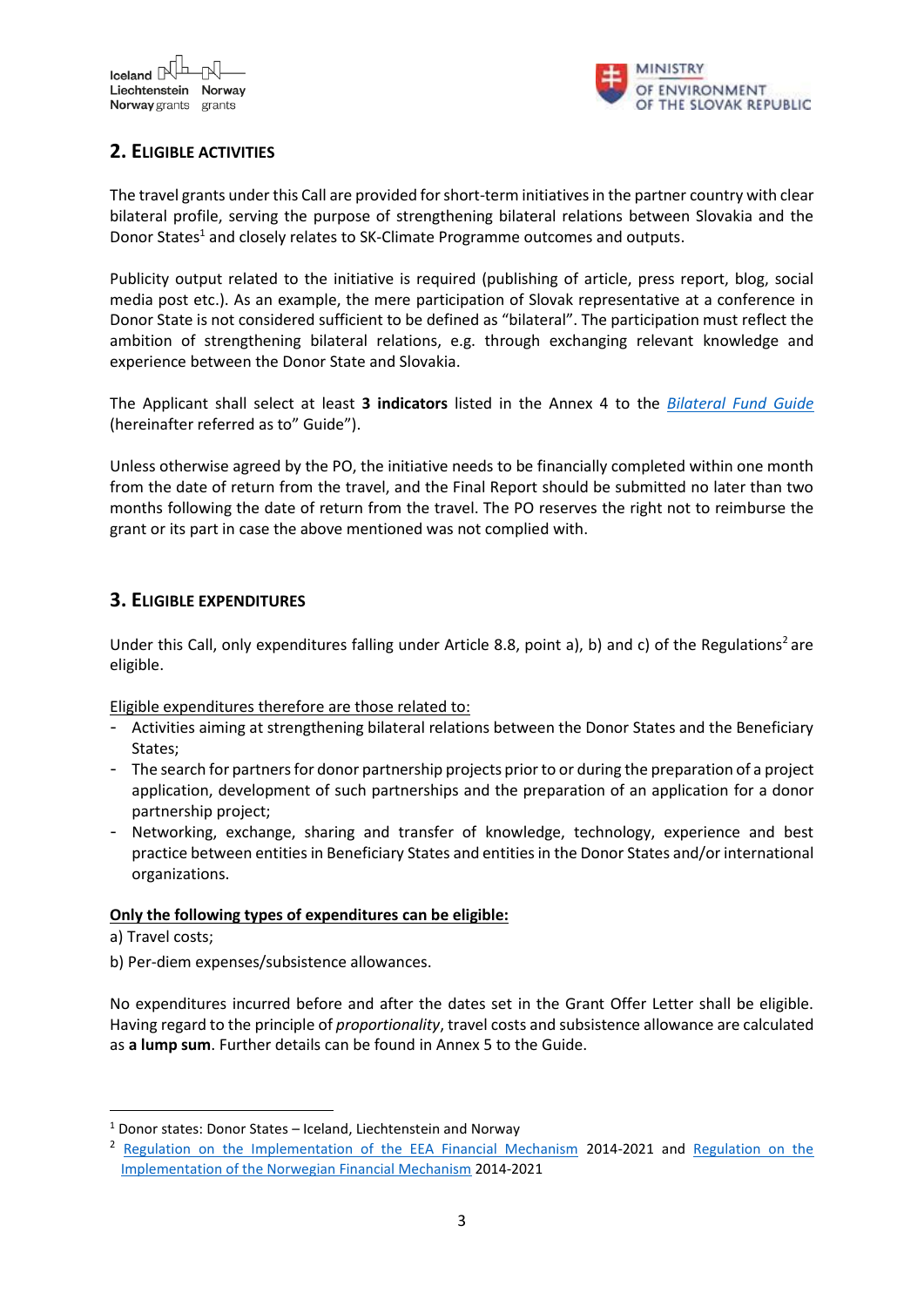## 2. Eligible activities

The travel grants under this Call are provided for short-term initiatives in the partner country with clear bilateral profile, serving the purpose of strengthening bilateral relations between Slovakia and the Donor States[1] and closely relates to SK-Climate Programme outcomes and outputs.

Publicity output related to the initiative is required (publishing of article, press report, blog, social media post etc.). As an example, the mere participation of Slovak representative at a conference in Donor State is not considered sufficient to be defined as "bilateral". The participation must reflect the ambition of strengthening bilateral relations, e.g. through exchanging relevant knowledge and experience between the Donor State and Slovakia.

The Applicant shall select at least **3 indicators** listed in the Annex 4 to the *Bilateral Fund Guide* (hereinafter referred as to" Guide").

Unless otherwise agreed by the PO, the initiative needs to be financially completed within one month from the date of return from the travel, and the Final Report should be submitted no later than two months following the date of return from the travel. The PO reserves the right not to reimburse the grant or its part in case the above mentioned was not complied with.

## 3. Eligible expenditures

Under this Call, only expenditures falling under Article 8.8, point a), b) and c) of the Regulations[2] are eligible.

Eligible expenditures therefore are those related to:

- Activities aiming at strengthening bilateral relations between the Donor States and the Beneficiary States;
- The search for partners for donor partnership projects prior to or during the preparation of a project application, development of such partnerships and the preparation of an application for a donor partnership project;
- Networking, exchange, sharing and transfer of knowledge, technology, experience and best practice between entities in Beneficiary States and entities in the Donor States and/or international organizations.

**Only the following types of expenditures can be eligible:**

a) Travel costs;

b) Per-diem expenses/subsistence allowances.

No expenditures incurred before and after the dates set in the Grant Offer Letter shall be eligible. Having regard to the principle of *proportionality*, travel costs and subsistence allowance are calculated as **a lump sum**. Further details can be found in Annex 5 to the Guide.

---

[1] Donor states: Donor States – Iceland, Liechtenstein and Norway

[2] Regulation on the Implementation of the EEA Financial Mechanism 2014-2021 and Regulation on the Implementation of the Norwegian Financial Mechanism 2014-2021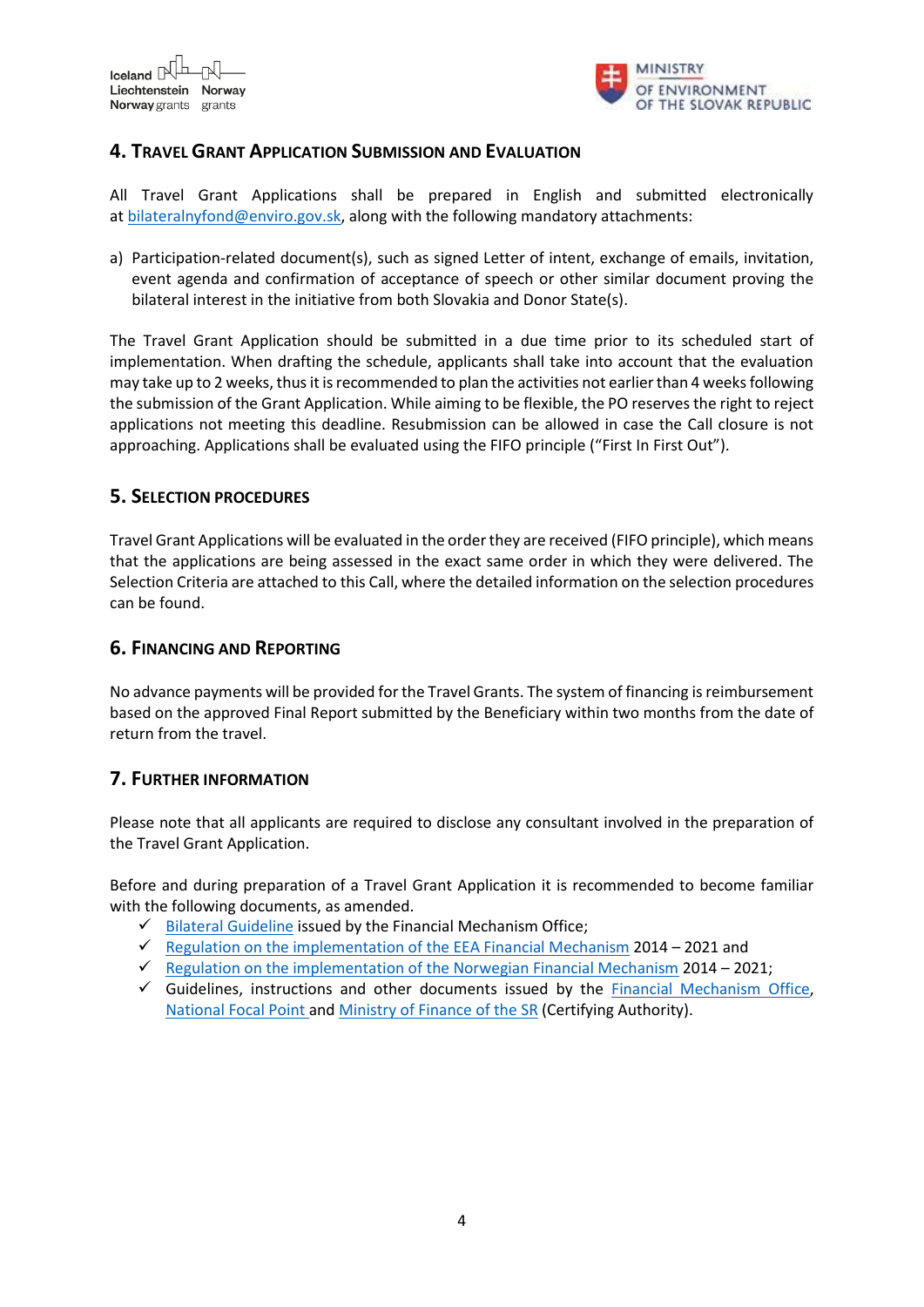## 4. Travel Grant Application Submission and Evaluation

All Travel Grant Applications shall be prepared in English and submitted electronically at bilateralnyfond@enviro.gov.sk, along with the following mandatory attachments:

a) Participation-related document(s), such as signed Letter of intent, exchange of emails, invitation, event agenda and confirmation of acceptance of speech or other similar document proving the bilateral interest in the initiative from both Slovakia and Donor State(s).

The Travel Grant Application should be submitted in a due time prior to its scheduled start of implementation. When drafting the schedule, applicants shall take into account that the evaluation may take up to 2 weeks, thus it is recommended to plan the activities not earlier than 4 weeks following the submission of the Grant Application. While aiming to be flexible, the PO reserves the right to reject applications not meeting this deadline. Resubmission can be allowed in case the Call closure is not approaching. Applications shall be evaluated using the FIFO principle ("First In First Out").

## 5. Selection Procedures

Travel Grant Applications will be evaluated in the order they are received (FIFO principle), which means that the applications are being assessed in the exact same order in which they were delivered. The Selection Criteria are attached to this Call, where the detailed information on the selection procedures can be found.

## 6. Financing and Reporting

No advance payments will be provided for the Travel Grants. The system of financing is reimbursement based on the approved Final Report submitted by the Beneficiary within two months from the date of return from the travel.

## 7. Further Information

Please note that all applicants are required to disclose any consultant involved in the preparation of the Travel Grant Application.

Before and during preparation of a Travel Grant Application it is recommended to become familiar with the following documents, as amended.

- ✓ Bilateral Guideline issued by the Financial Mechanism Office;
- ✓ Regulation on the implementation of the EEA Financial Mechanism 2014 – 2021 and
- ✓ Regulation on the implementation of the Norwegian Financial Mechanism 2014 – 2021;
- ✓ Guidelines, instructions and other documents issued by the Financial Mechanism Office, National Focal Point and Ministry of Finance of the SR (Certifying Authority).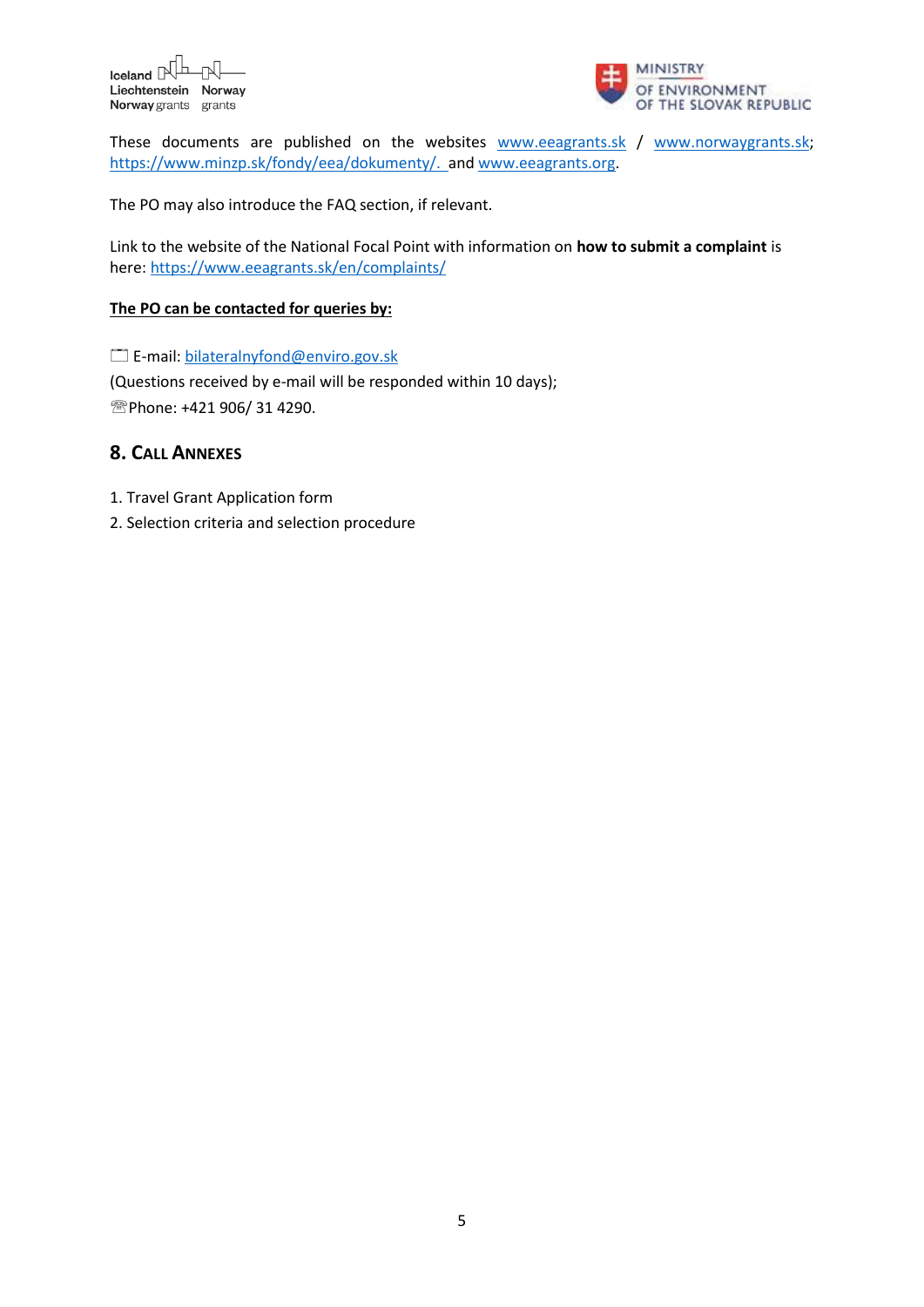These documents are published on the websites www.eeagrants.sk / www.norwaygrants.sk; https://www.minzp.sk/fondy/eea/dokumenty/. and www.eeagrants.org.

The PO may also introduce the FAQ section, if relevant.

Link to the website of the National Focal Point with information on **how to submit a complaint** is here: https://www.eeagrants.sk/en/complaints/

**The PO can be contacted for queries by:**

E-mail: bilateralnyfond@enviro.gov.sk
(Questions received by e-mail will be responded within 10 days);
Phone: +421 906/ 31 4290.

## 8. Call Annexes

1. Travel Grant Application form
2. Selection criteria and selection procedure